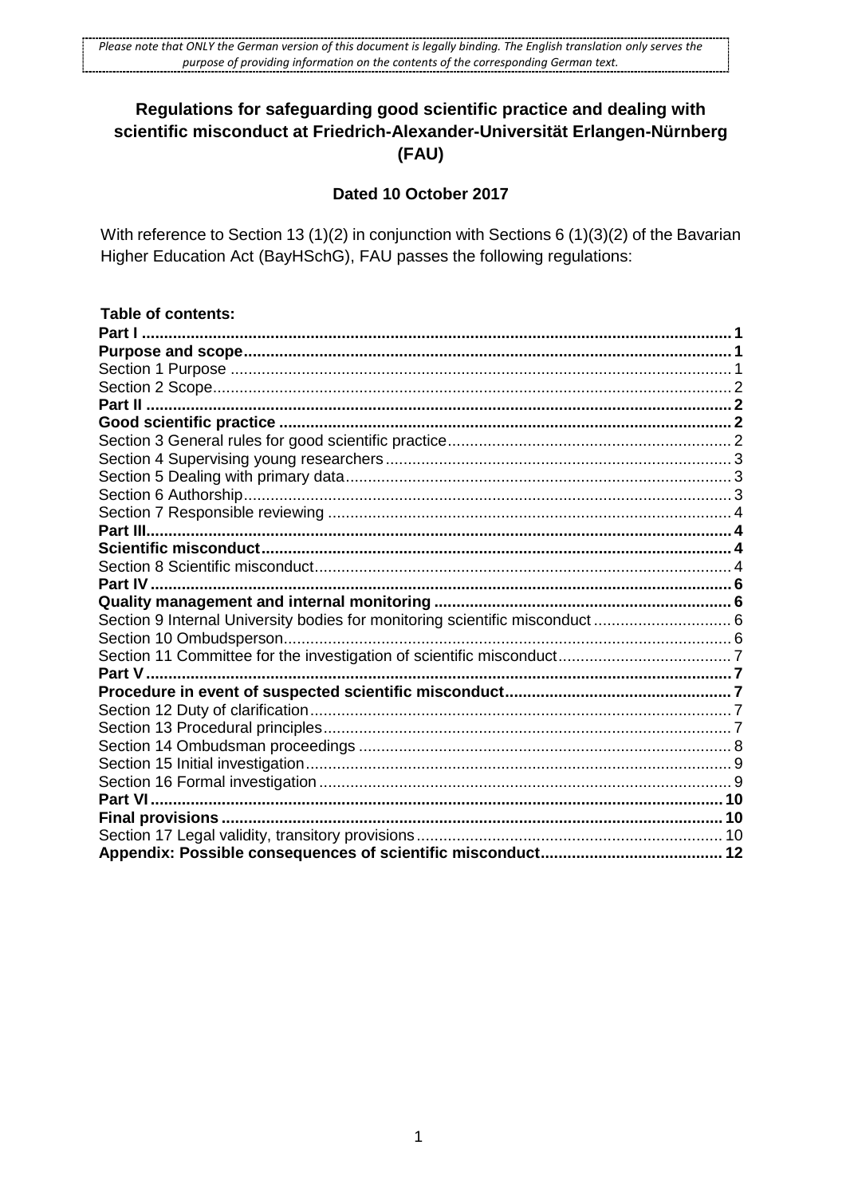*Please note that ONLY the German version of this document is legally binding. The English translation only serves the purpose of providing information on the contents of the corresponding German text.*

# Regulations for safeguarding good scientific practice and dealing with scientific misconduct at Friedrich-Alexander-Universität Erlangen-Nürnberg (FAU)

**Dated 10 October 2017**

With reference to Section 13 (1)(2) in conjunction with Sections 6 (1)(3)(2) of the Bavarian Higher Education Act (BayHSchG), FAU passes the following regulations:

**Table of contents:**

**Part I** ........ 1
**Purpose and scope** ........ 1
Section 1 Purpose ........ 1
Section 2 Scope ........ 2
**Part II** ........ 2
**Good scientific practice** ........ 2
Section 3 General rules for good scientific practice ........ 2
Section 4 Supervising young researchers ........ 3
Section 5 Dealing with primary data ........ 3
Section 6 Authorship ........ 3
Section 7 Responsible reviewing ........ 4
**Part III** ........ 4
**Scientific misconduct** ........ 4
Section 8 Scientific misconduct ........ 4
**Part IV** ........ 6
**Quality management and internal monitoring** ........ 6
Section 9 Internal University bodies for monitoring scientific misconduct ........ 6
Section 10 Ombudsperson ........ 6
Section 11 Committee for the investigation of scientific misconduct ........ 7
**Part V** ........ 7
**Procedure in event of suspected scientific misconduct** ........ 7
Section 12 Duty of clarification ........ 7
Section 13 Procedural principles ........ 7
Section 14 Ombudsman proceedings ........ 8
Section 15 Initial investigation ........ 9
Section 16 Formal investigation ........ 9
**Part VI** ........ 10
**Final provisions** ........ 10
Section 17 Legal validity, transitory provisions ........ 10
**Appendix: Possible consequences of scientific misconduct** ........ 12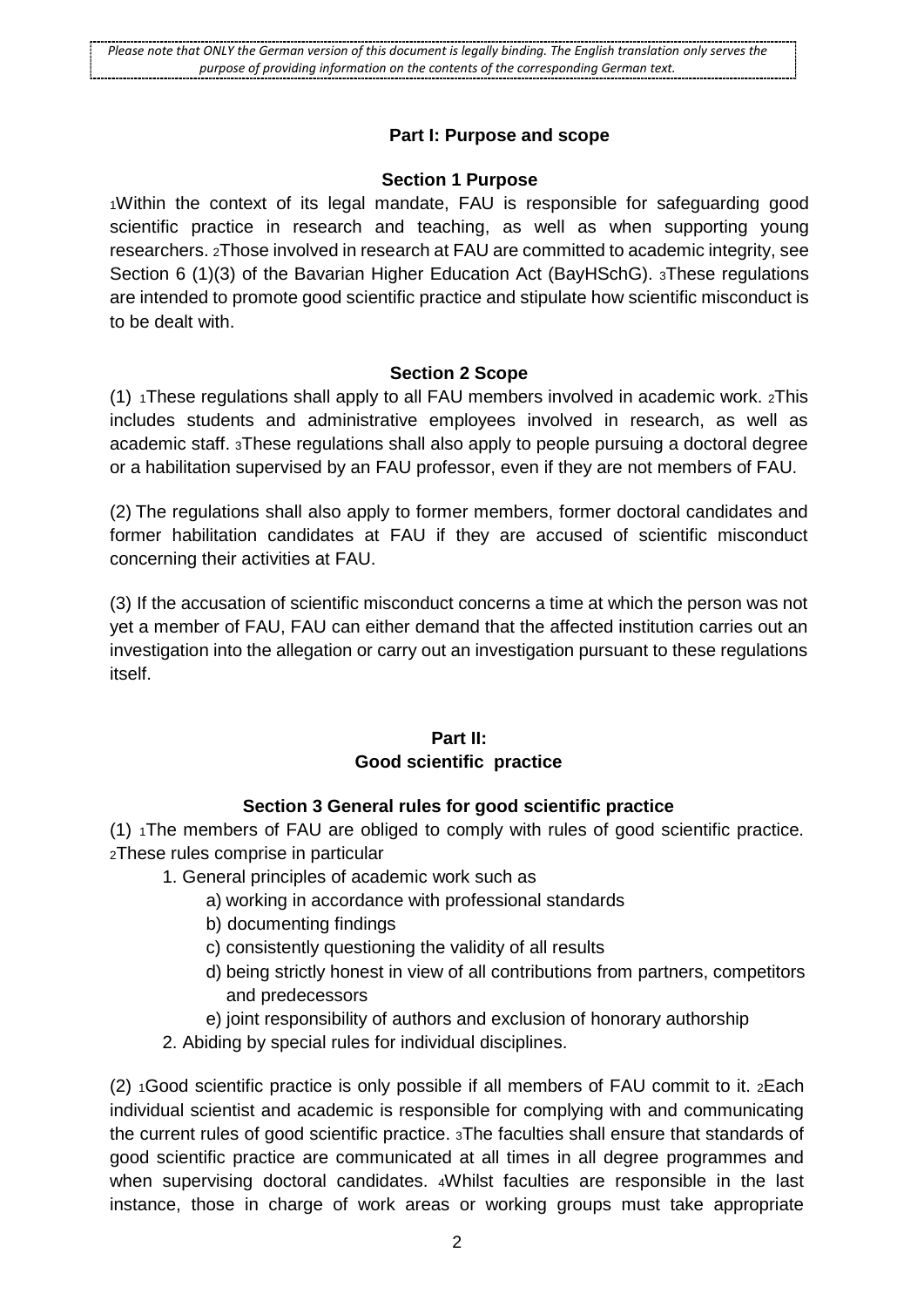*Please note that ONLY the German version of this document is legally binding. The English translation only serves the purpose of providing information on the contents of the corresponding German text.*

## Part I: Purpose and scope

### Section 1 Purpose

1Within the context of its legal mandate, FAU is responsible for safeguarding good scientific practice in research and teaching, as well as when supporting young researchers. 2Those involved in research at FAU are committed to academic integrity, see Section 6 (1)(3) of the Bavarian Higher Education Act (BayHSchG). 3These regulations are intended to promote good scientific practice and stipulate how scientific misconduct is to be dealt with.

### Section 2 Scope

(1) 1These regulations shall apply to all FAU members involved in academic work. 2This includes students and administrative employees involved in research, as well as academic staff. 3These regulations shall also apply to people pursuing a doctoral degree or a habilitation supervised by an FAU professor, even if they are not members of FAU.

(2) The regulations shall also apply to former members, former doctoral candidates and former habilitation candidates at FAU if they are accused of scientific misconduct concerning their activities at FAU.

(3) If the accusation of scientific misconduct concerns a time at which the person was not yet a member of FAU, FAU can either demand that the affected institution carries out an investigation into the allegation or carry out an investigation pursuant to these regulations itself.

## Part II: Good scientific practice

### Section 3 General rules for good scientific practice

(1) 1The members of FAU are obliged to comply with rules of good scientific practice. 2These rules comprise in particular

1. General principles of academic work such as
   a) working in accordance with professional standards
   b) documenting findings
   c) consistently questioning the validity of all results
   d) being strictly honest in view of all contributions from partners, competitors and predecessors
   e) joint responsibility of authors and exclusion of honorary authorship
2. Abiding by special rules for individual disciplines.

(2) 1Good scientific practice is only possible if all members of FAU commit to it. 2Each individual scientist and academic is responsible for complying with and communicating the current rules of good scientific practice. 3The faculties shall ensure that standards of good scientific practice are communicated at all times in all degree programmes and when supervising doctoral candidates. 4Whilst faculties are responsible in the last instance, those in charge of work areas or working groups must take appropriate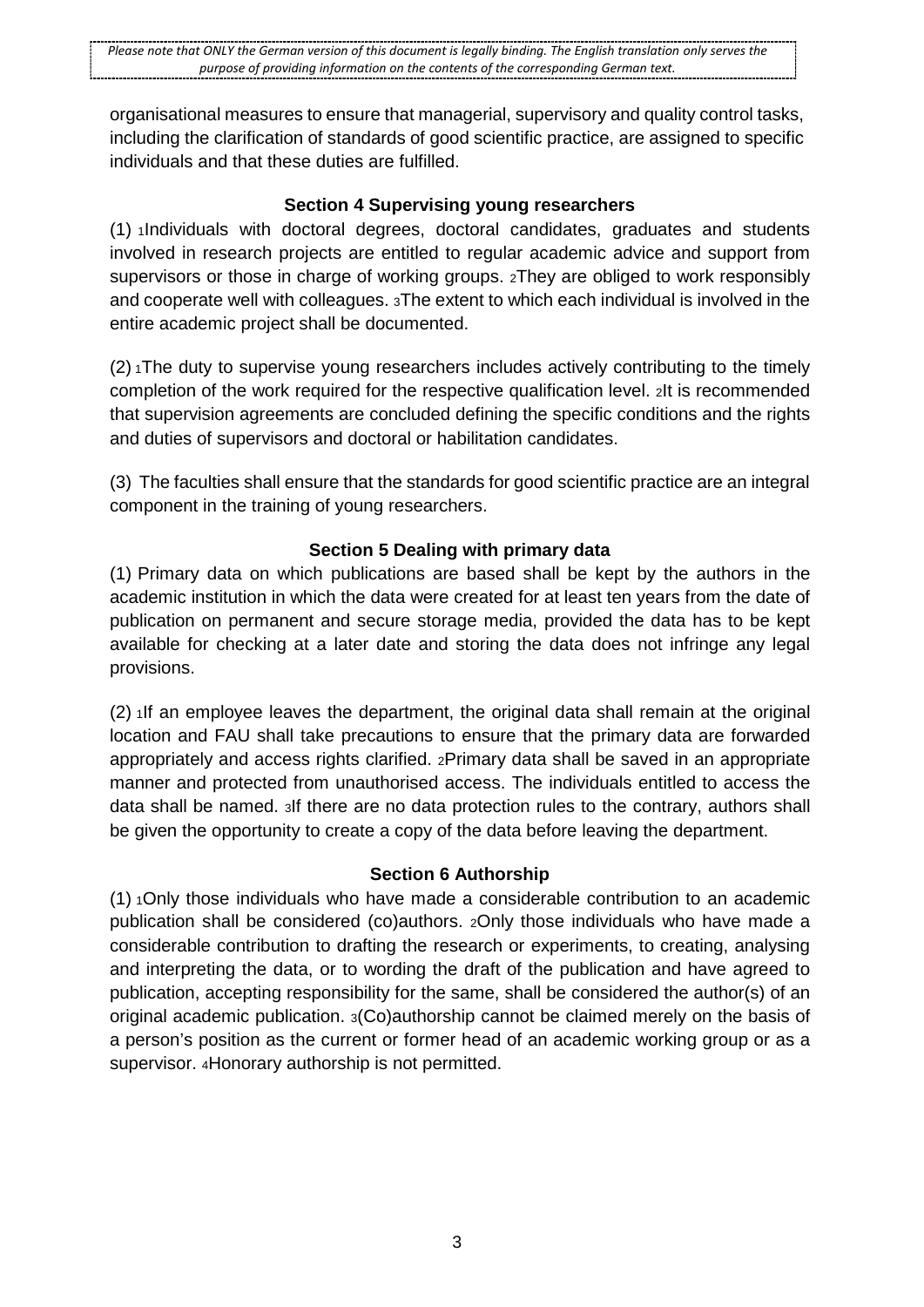*Please note that ONLY the German version of this document is legally binding. The English translation only serves the purpose of providing information on the contents of the corresponding German text.*

organisational measures to ensure that managerial, supervisory and quality control tasks, including the clarification of standards of good scientific practice, are assigned to specific individuals and that these duties are fulfilled.

### Section 4 Supervising young researchers

(1) 1Individuals with doctoral degrees, doctoral candidates, graduates and students involved in research projects are entitled to regular academic advice and support from supervisors or those in charge of working groups. 2They are obliged to work responsibly and cooperate well with colleagues. 3The extent to which each individual is involved in the entire academic project shall be documented.

(2) 1The duty to supervise young researchers includes actively contributing to the timely completion of the work required for the respective qualification level. 2It is recommended that supervision agreements are concluded defining the specific conditions and the rights and duties of supervisors and doctoral or habilitation candidates.

(3) The faculties shall ensure that the standards for good scientific practice are an integral component in the training of young researchers.

### Section 5 Dealing with primary data

(1) Primary data on which publications are based shall be kept by the authors in the academic institution in which the data were created for at least ten years from the date of publication on permanent and secure storage media, provided the data has to be kept available for checking at a later date and storing the data does not infringe any legal provisions.

(2) 1If an employee leaves the department, the original data shall remain at the original location and FAU shall take precautions to ensure that the primary data are forwarded appropriately and access rights clarified. 2Primary data shall be saved in an appropriate manner and protected from unauthorised access. The individuals entitled to access the data shall be named. 3If there are no data protection rules to the contrary, authors shall be given the opportunity to create a copy of the data before leaving the department.

### Section 6 Authorship

(1) 1Only those individuals who have made a considerable contribution to an academic publication shall be considered (co)authors. 2Only those individuals who have made a considerable contribution to drafting the research or experiments, to creating, analysing and interpreting the data, or to wording the draft of the publication and have agreed to publication, accepting responsibility for the same, shall be considered the author(s) of an original academic publication. 3(Co)authorship cannot be claimed merely on the basis of a person's position as the current or former head of an academic working group or as a supervisor. 4Honorary authorship is not permitted.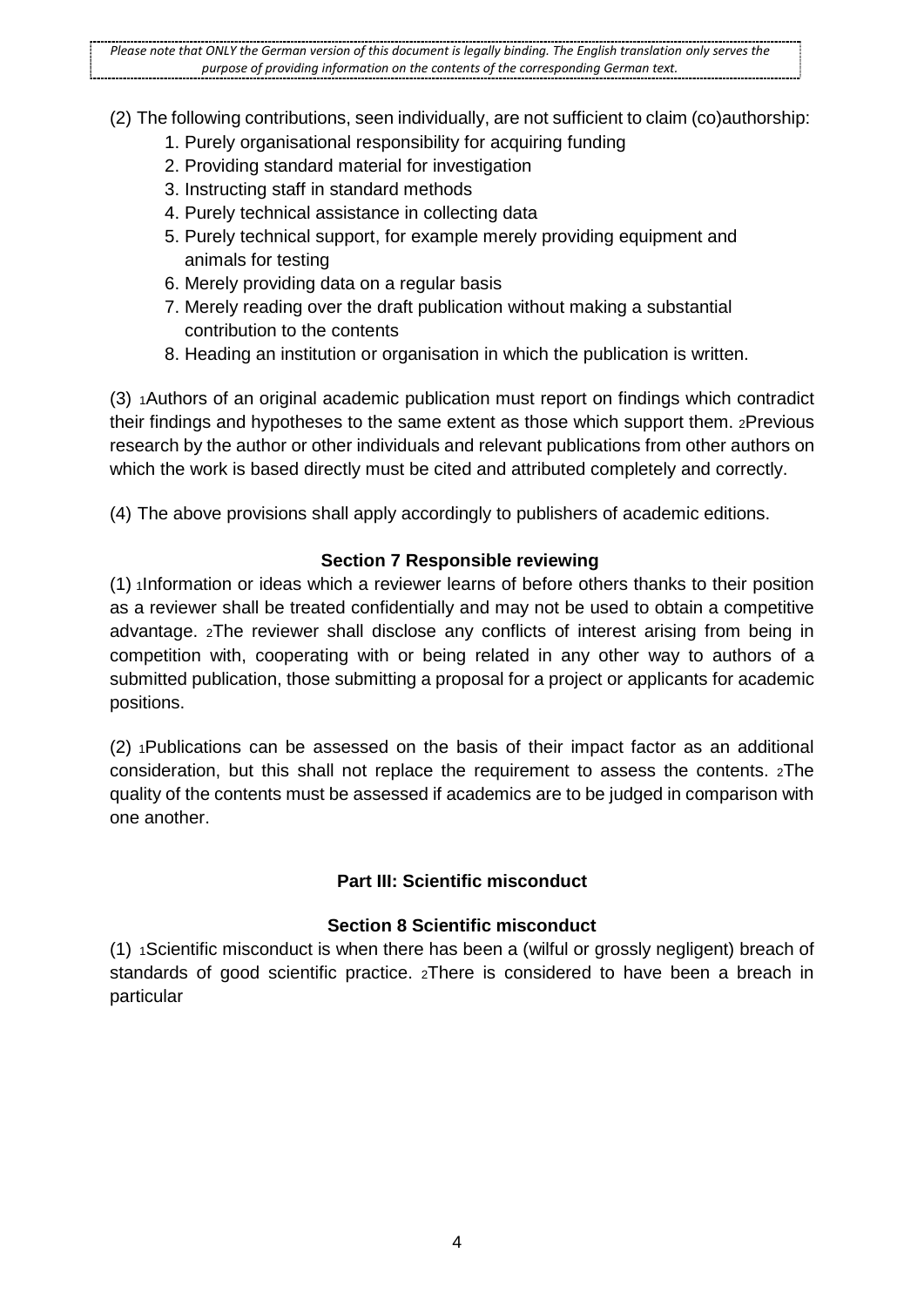(2) The following contributions, seen individually, are not sufficient to claim (co)authorship:

1. Purely organisational responsibility for acquiring funding
2. Providing standard material for investigation
3. Instructing staff in standard methods
4. Purely technical assistance in collecting data
5. Purely technical support, for example merely providing equipment and animals for testing
6. Merely providing data on a regular basis
7. Merely reading over the draft publication without making a substantial contribution to the contents
8. Heading an institution or organisation in which the publication is written.

(3) [1]Authors of an original academic publication must report on findings which contradict their findings and hypotheses to the same extent as those which support them. [2]Previous research by the author or other individuals and relevant publications from other authors on which the work is based directly must be cited and attributed completely and correctly.

(4) The above provisions shall apply accordingly to publishers of academic editions.

### Section 7 Responsible reviewing

(1) [1]Information or ideas which a reviewer learns of before others thanks to their position as a reviewer shall be treated confidentially and may not be used to obtain a competitive advantage. [2]The reviewer shall disclose any conflicts of interest arising from being in competition with, cooperating with or being related in any other way to authors of a submitted publication, those submitting a proposal for a project or applicants for academic positions.

(2) [1]Publications can be assessed on the basis of their impact factor as an additional consideration, but this shall not replace the requirement to assess the contents. [2]The quality of the contents must be assessed if academics are to be judged in comparison with one another.

## Part III: Scientific misconduct

### Section 8 Scientific misconduct

(1) [1]Scientific misconduct is when there has been a (wilful or grossly negligent) breach of standards of good scientific practice. [2]There is considered to have been a breach in particular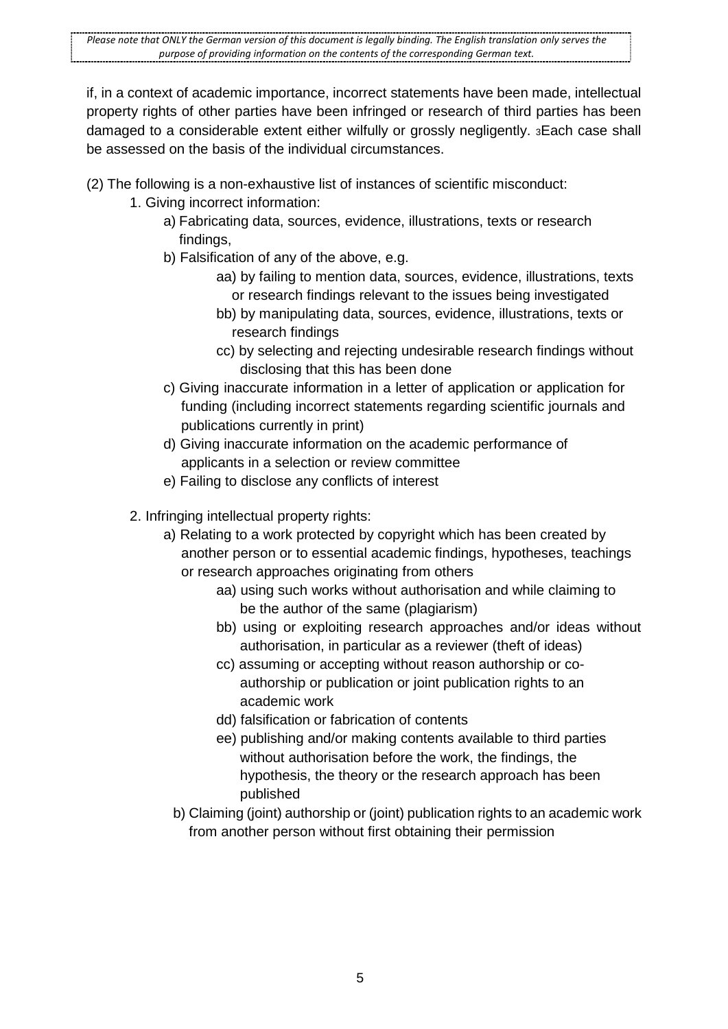if, in a context of academic importance, incorrect statements have been made, intellectual property rights of other parties have been infringed or research of third parties has been damaged to a considerable extent either wilfully or grossly negligently. [3]Each case shall be assessed on the basis of the individual circumstances.

(2) The following is a non-exhaustive list of instances of scientific misconduct:

1. Giving incorrect information:
    - a) Fabricating data, sources, evidence, illustrations, texts or research findings,
    - b) Falsification of any of the above, e.g.
        - aa) by failing to mention data, sources, evidence, illustrations, texts or research findings relevant to the issues being investigated
        - bb) by manipulating data, sources, evidence, illustrations, texts or research findings
        - cc) by selecting and rejecting undesirable research findings without disclosing that this has been done
    - c) Giving inaccurate information in a letter of application or application for funding (including incorrect statements regarding scientific journals and publications currently in print)
    - d) Giving inaccurate information on the academic performance of applicants in a selection or review committee
    - e) Failing to disclose any conflicts of interest

2. Infringing intellectual property rights:
    - a) Relating to a work protected by copyright which has been created by another person or to essential academic findings, hypotheses, teachings or research approaches originating from others
        - aa) using such works without authorisation and while claiming to be the author of the same (plagiarism)
        - bb) using or exploiting research approaches and/or ideas without authorisation, in particular as a reviewer (theft of ideas)
        - cc) assuming or accepting without reason authorship or co-authorship or publication or joint publication rights to an academic work
        - dd) falsification or fabrication of contents
        - ee) publishing and/or making contents available to third parties without authorisation before the work, the findings, the hypothesis, the theory or the research approach has been published
    - b) Claiming (joint) authorship or (joint) publication rights to an academic work from another person without first obtaining their permission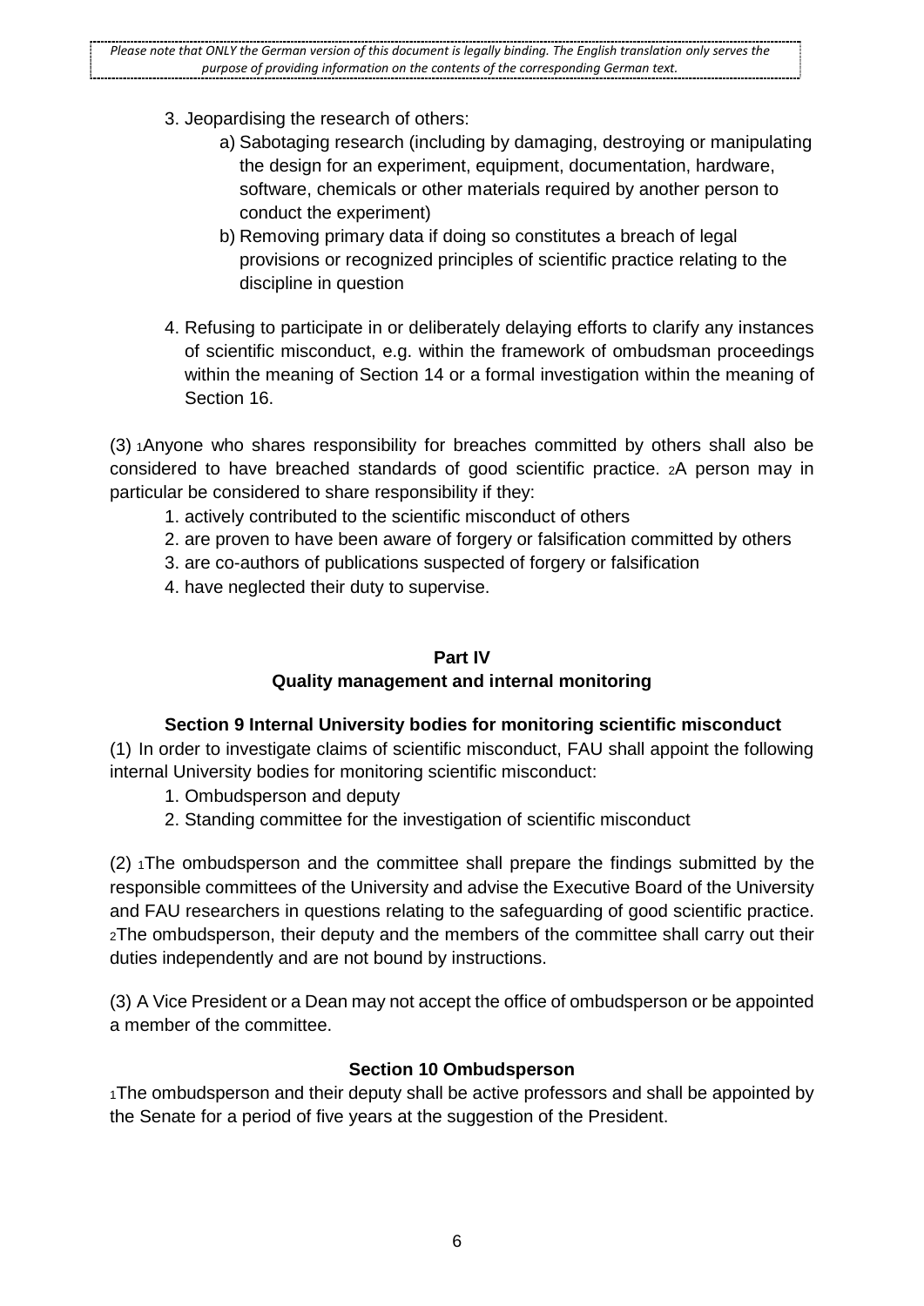*Please note that ONLY the German version of this document is legally binding. The English translation only serves the purpose of providing information on the contents of the corresponding German text.*

3. Jeopardising the research of others:
    a) Sabotaging research (including by damaging, destroying or manipulating the design for an experiment, equipment, documentation, hardware, software, chemicals or other materials required by another person to conduct the experiment)
    b) Removing primary data if doing so constitutes a breach of legal provisions or recognized principles of scientific practice relating to the discipline in question

4. Refusing to participate in or deliberately delaying efforts to clarify any instances of scientific misconduct, e.g. within the framework of ombudsman proceedings within the meaning of Section 14 or a formal investigation within the meaning of Section 16.

(3) 1Anyone who shares responsibility for breaches committed by others shall also be considered to have breached standards of good scientific practice. 2A person may in particular be considered to share responsibility if they:

1. actively contributed to the scientific misconduct of others
2. are proven to have been aware of forgery or falsification committed by others
3. are co-authors of publications suspected of forgery or falsification
4. have neglected their duty to supervise.

## Part IV
## Quality management and internal monitoring

### Section 9 Internal University bodies for monitoring scientific misconduct

(1) In order to investigate claims of scientific misconduct, FAU shall appoint the following internal University bodies for monitoring scientific misconduct:

1. Ombudsperson and deputy
2. Standing committee for the investigation of scientific misconduct

(2) 1The ombudsperson and the committee shall prepare the findings submitted by the responsible committees of the University and advise the Executive Board of the University and FAU researchers in questions relating to the safeguarding of good scientific practice. 2The ombudsperson, their deputy and the members of the committee shall carry out their duties independently and are not bound by instructions.

(3) A Vice President or a Dean may not accept the office of ombudsperson or be appointed a member of the committee.

### Section 10 Ombudsperson

1The ombudsperson and their deputy shall be active professors and shall be appointed by the Senate for a period of five years at the suggestion of the President.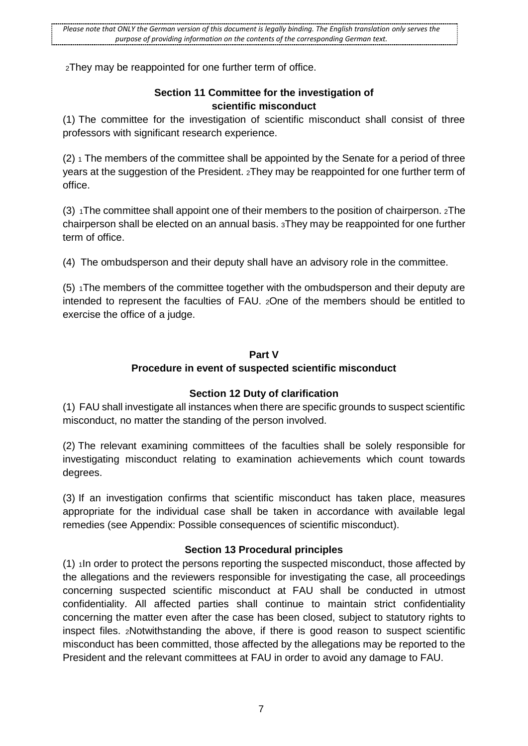[2]They may be reappointed for one further term of office.

### Section 11 Committee for the investigation of scientific misconduct

(1) The committee for the investigation of scientific misconduct shall consist of three professors with significant research experience.

(2) [1] The members of the committee shall be appointed by the Senate for a period of three years at the suggestion of the President. [2]They may be reappointed for one further term of office.

(3) [1]The committee shall appoint one of their members to the position of chairperson. [2]The chairperson shall be elected on an annual basis. [3]They may be reappointed for one further term of office.

(4) The ombudsperson and their deputy shall have an advisory role in the committee.

(5) [1]The members of the committee together with the ombudsperson and their deputy are intended to represent the faculties of FAU. [2]One of the members should be entitled to exercise the office of a judge.

## Part V
## Procedure in event of suspected scientific misconduct

### Section 12 Duty of clarification

(1) FAU shall investigate all instances when there are specific grounds to suspect scientific misconduct, no matter the standing of the person involved.

(2) The relevant examining committees of the faculties shall be solely responsible for investigating misconduct relating to examination achievements which count towards degrees.

(3) If an investigation confirms that scientific misconduct has taken place, measures appropriate for the individual case shall be taken in accordance with available legal remedies (see Appendix: Possible consequences of scientific misconduct).

### Section 13 Procedural principles

(1) [1]In order to protect the persons reporting the suspected misconduct, those affected by the allegations and the reviewers responsible for investigating the case, all proceedings concerning suspected scientific misconduct at FAU shall be conducted in utmost confidentiality. All affected parties shall continue to maintain strict confidentiality concerning the matter even after the case has been closed, subject to statutory rights to inspect files. [2]Notwithstanding the above, if there is good reason to suspect scientific misconduct has been committed, those affected by the allegations may be reported to the President and the relevant committees at FAU in order to avoid any damage to FAU.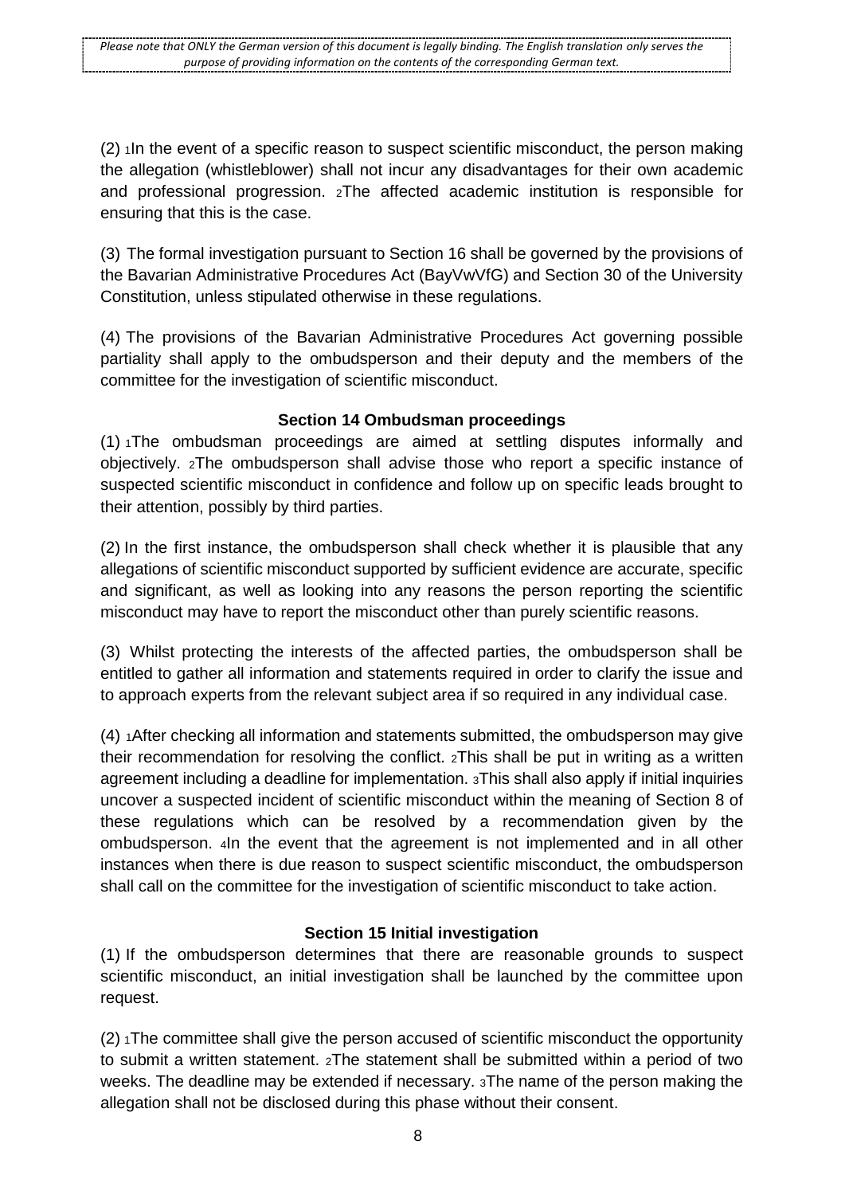(2) [1]In the event of a specific reason to suspect scientific misconduct, the person making the allegation (whistleblower) shall not incur any disadvantages for their own academic and professional progression. [2]The affected academic institution is responsible for ensuring that this is the case.

(3) The formal investigation pursuant to Section 16 shall be governed by the provisions of the Bavarian Administrative Procedures Act (BayVwVfG) and Section 30 of the University Constitution, unless stipulated otherwise in these regulations.

(4) The provisions of the Bavarian Administrative Procedures Act governing possible partiality shall apply to the ombudsperson and their deputy and the members of the committee for the investigation of scientific misconduct.

### Section 14 Ombudsman proceedings

(1) [1]The ombudsman proceedings are aimed at settling disputes informally and objectively. [2]The ombudsperson shall advise those who report a specific instance of suspected scientific misconduct in confidence and follow up on specific leads brought to their attention, possibly by third parties.

(2) In the first instance, the ombudsperson shall check whether it is plausible that any allegations of scientific misconduct supported by sufficient evidence are accurate, specific and significant, as well as looking into any reasons the person reporting the scientific misconduct may have to report the misconduct other than purely scientific reasons.

(3) Whilst protecting the interests of the affected parties, the ombudsperson shall be entitled to gather all information and statements required in order to clarify the issue and to approach experts from the relevant subject area if so required in any individual case.

(4) [1]After checking all information and statements submitted, the ombudsperson may give their recommendation for resolving the conflict. [2]This shall be put in writing as a written agreement including a deadline for implementation. [3]This shall also apply if initial inquiries uncover a suspected incident of scientific misconduct within the meaning of Section 8 of these regulations which can be resolved by a recommendation given by the ombudsperson. [4]In the event that the agreement is not implemented and in all other instances when there is due reason to suspect scientific misconduct, the ombudsperson shall call on the committee for the investigation of scientific misconduct to take action.

### Section 15 Initial investigation

(1) If the ombudsperson determines that there are reasonable grounds to suspect scientific misconduct, an initial investigation shall be launched by the committee upon request.

(2) [1]The committee shall give the person accused of scientific misconduct the opportunity to submit a written statement. [2]The statement shall be submitted within a period of two weeks. The deadline may be extended if necessary. [3]The name of the person making the allegation shall not be disclosed during this phase without their consent.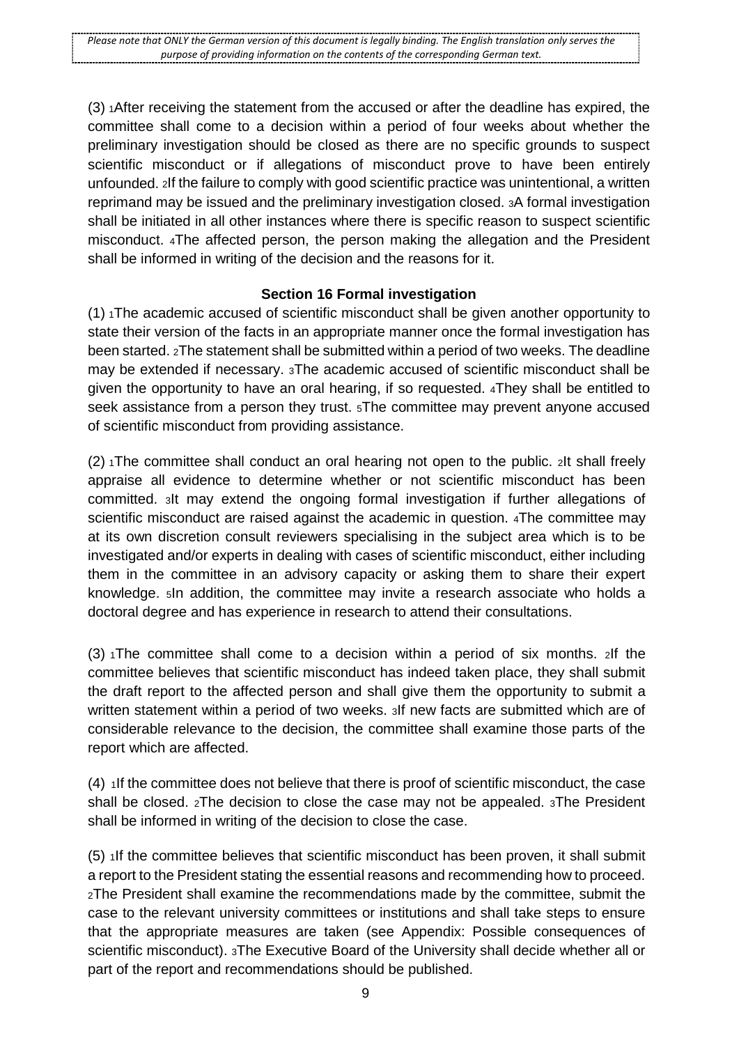(3) 1After receiving the statement from the accused or after the deadline has expired, the committee shall come to a decision within a period of four weeks about whether the preliminary investigation should be closed as there are no specific grounds to suspect scientific misconduct or if allegations of misconduct prove to have been entirely unfounded. 2If the failure to comply with good scientific practice was unintentional, a written reprimand may be issued and the preliminary investigation closed. 3A formal investigation shall be initiated in all other instances where there is specific reason to suspect scientific misconduct. 4The affected person, the person making the allegation and the President shall be informed in writing of the decision and the reasons for it.

### Section 16 Formal investigation

(1) 1The academic accused of scientific misconduct shall be given another opportunity to state their version of the facts in an appropriate manner once the formal investigation has been started. 2The statement shall be submitted within a period of two weeks. The deadline may be extended if necessary. 3The academic accused of scientific misconduct shall be given the opportunity to have an oral hearing, if so requested. 4They shall be entitled to seek assistance from a person they trust. 5The committee may prevent anyone accused of scientific misconduct from providing assistance.

(2) 1The committee shall conduct an oral hearing not open to the public. 2It shall freely appraise all evidence to determine whether or not scientific misconduct has been committed. 3It may extend the ongoing formal investigation if further allegations of scientific misconduct are raised against the academic in question. 4The committee may at its own discretion consult reviewers specialising in the subject area which is to be investigated and/or experts in dealing with cases of scientific misconduct, either including them in the committee in an advisory capacity or asking them to share their expert knowledge. 5In addition, the committee may invite a research associate who holds a doctoral degree and has experience in research to attend their consultations.

(3) 1The committee shall come to a decision within a period of six months. 2If the committee believes that scientific misconduct has indeed taken place, they shall submit the draft report to the affected person and shall give them the opportunity to submit a written statement within a period of two weeks. 3If new facts are submitted which are of considerable relevance to the decision, the committee shall examine those parts of the report which are affected.

(4) 1If the committee does not believe that there is proof of scientific misconduct, the case shall be closed. 2The decision to close the case may not be appealed. 3The President shall be informed in writing of the decision to close the case.

(5) 1If the committee believes that scientific misconduct has been proven, it shall submit a report to the President stating the essential reasons and recommending how to proceed. 2The President shall examine the recommendations made by the committee, submit the case to the relevant university committees or institutions and shall take steps to ensure that the appropriate measures are taken (see Appendix: Possible consequences of scientific misconduct). 3The Executive Board of the University shall decide whether all or part of the report and recommendations should be published.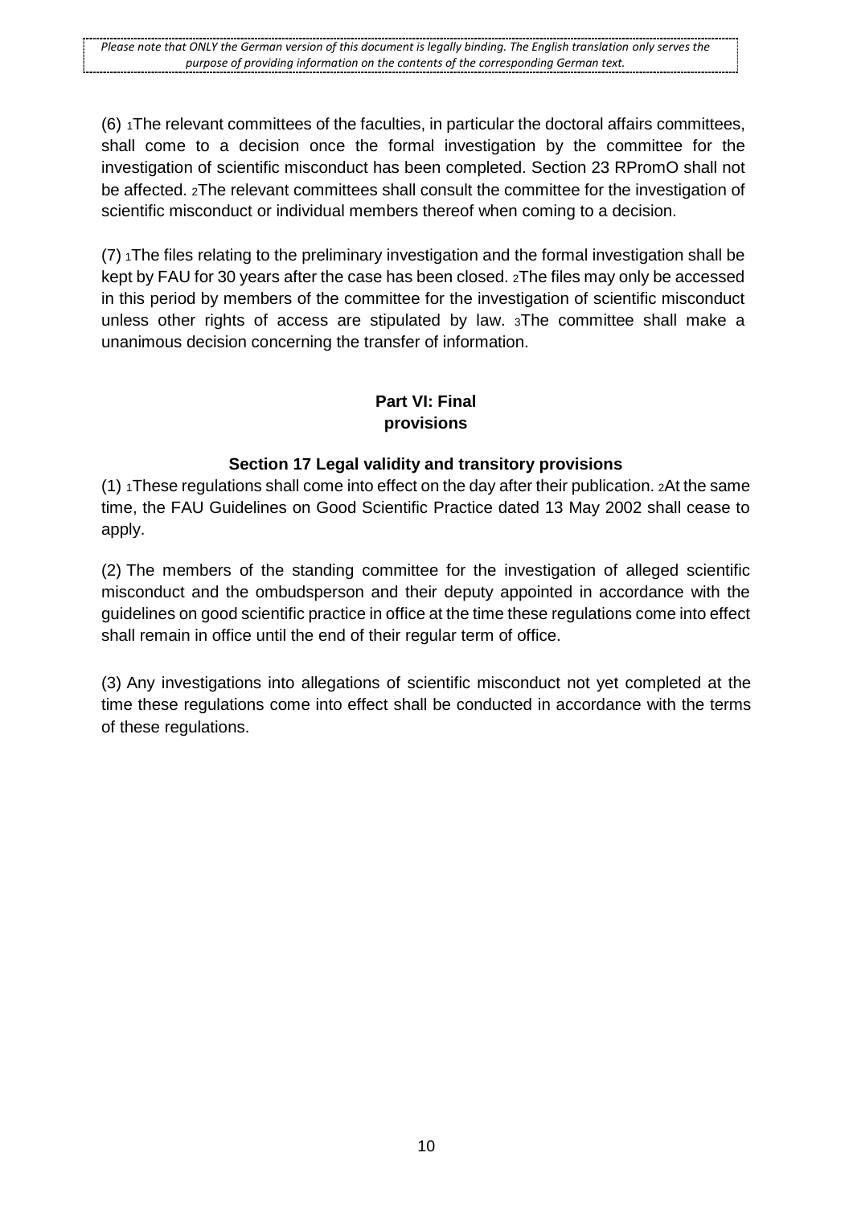(6) 1The relevant committees of the faculties, in particular the doctoral affairs committees, shall come to a decision once the formal investigation by the committee for the investigation of scientific misconduct has been completed. Section 23 RPromO shall not be affected. 2The relevant committees shall consult the committee for the investigation of scientific misconduct or individual members thereof when coming to a decision.

(7) 1The files relating to the preliminary investigation and the formal investigation shall be kept by FAU for 30 years after the case has been closed. 2The files may only be accessed in this period by members of the committee for the investigation of scientific misconduct unless other rights of access are stipulated by law. 3The committee shall make a unanimous decision concerning the transfer of information.

## Part VI: Final provisions

### Section 17 Legal validity and transitory provisions

(1) 1These regulations shall come into effect on the day after their publication. 2At the same time, the FAU Guidelines on Good Scientific Practice dated 13 May 2002 shall cease to apply.

(2) The members of the standing committee for the investigation of alleged scientific misconduct and the ombudsperson and their deputy appointed in accordance with the guidelines on good scientific practice in office at the time these regulations come into effect shall remain in office until the end of their regular term of office.

(3) Any investigations into allegations of scientific misconduct not yet completed at the time these regulations come into effect shall be conducted in accordance with the terms of these regulations.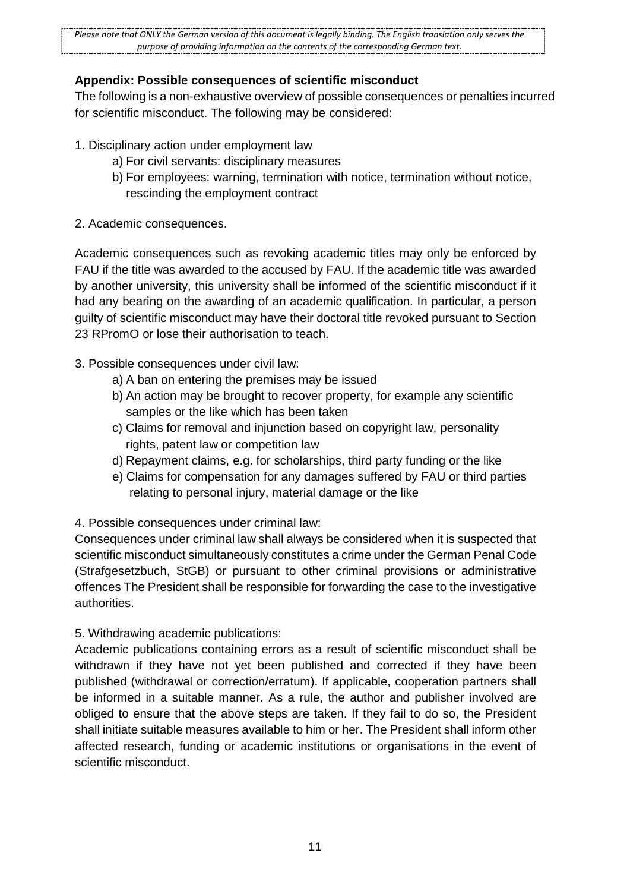*Please note that ONLY the German version of this document is legally binding. The English translation only serves the purpose of providing information on the contents of the corresponding German text.*

## Appendix: Possible consequences of scientific misconduct

The following is a non-exhaustive overview of possible consequences or penalties incurred for scientific misconduct. The following may be considered:

1. Disciplinary action under employment law
   a) For civil servants: disciplinary measures
   b) For employees: warning, termination with notice, termination without notice, rescinding the employment contract

2. Academic consequences.

Academic consequences such as revoking academic titles may only be enforced by FAU if the title was awarded to the accused by FAU. If the academic title was awarded by another university, this university shall be informed of the scientific misconduct if it had any bearing on the awarding of an academic qualification. In particular, a person guilty of scientific misconduct may have their doctoral title revoked pursuant to Section 23 RPromO or lose their authorisation to teach.

3. Possible consequences under civil law:
   a) A ban on entering the premises may be issued
   b) An action may be brought to recover property, for example any scientific samples or the like which has been taken
   c) Claims for removal and injunction based on copyright law, personality rights, patent law or competition law
   d) Repayment claims, e.g. for scholarships, third party funding or the like
   e) Claims for compensation for any damages suffered by FAU or third parties relating to personal injury, material damage or the like

4. Possible consequences under criminal law:

Consequences under criminal law shall always be considered when it is suspected that scientific misconduct simultaneously constitutes a crime under the German Penal Code (Strafgesetzbuch, StGB) or pursuant to other criminal provisions or administrative offences The President shall be responsible for forwarding the case to the investigative authorities.

5. Withdrawing academic publications:

Academic publications containing errors as a result of scientific misconduct shall be withdrawn if they have not yet been published and corrected if they have been published (withdrawal or correction/erratum). If applicable, cooperation partners shall be informed in a suitable manner. As a rule, the author and publisher involved are obliged to ensure that the above steps are taken. If they fail to do so, the President shall initiate suitable measures available to him or her. The President shall inform other affected research, funding or academic institutions or organisations in the event of scientific misconduct.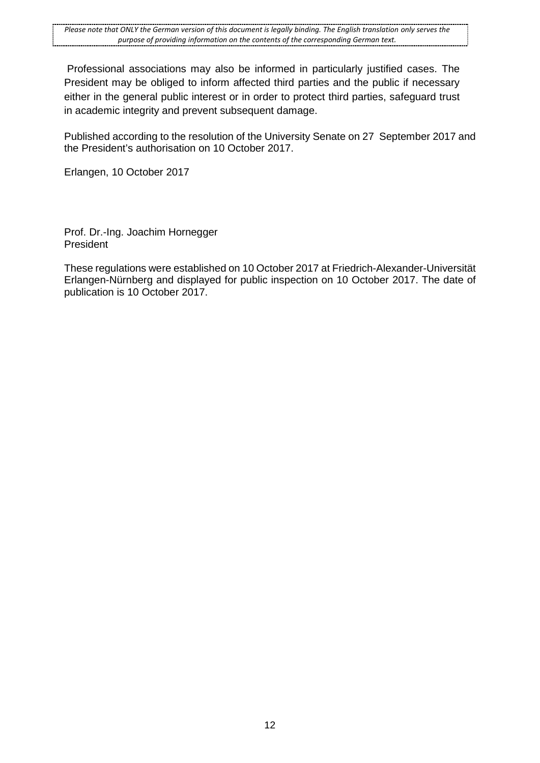*Please note that ONLY the German version of this document is legally binding. The English translation only serves the purpose of providing information on the contents of the corresponding German text.*

Professional associations may also be informed in particularly justified cases. The President may be obliged to inform affected third parties and the public if necessary either in the general public interest or in order to protect third parties, safeguard trust in academic integrity and prevent subsequent damage.

Published according to the resolution of the University Senate on 27 September 2017 and the President's authorisation on 10 October 2017.

Erlangen, 10 October 2017

Prof. Dr.-Ing. Joachim Hornegger
President

These regulations were established on 10 October 2017 at Friedrich-Alexander-Universität Erlangen-Nürnberg and displayed for public inspection on 10 October 2017. The date of publication is 10 October 2017.